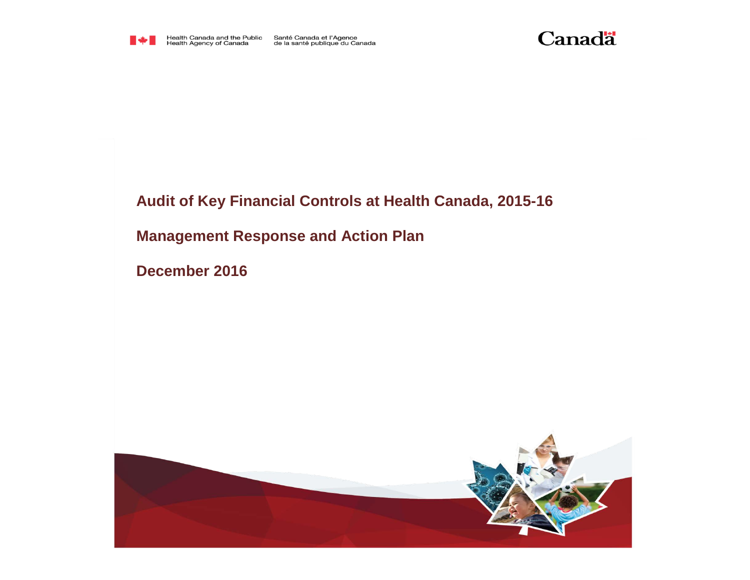Health Canada and the Public Health Agency of Canada

Santé Canada et l'Agence de la santé publique du Canada

Canada

# Audit of Key Financial Controls at Health Canada, 2015-16

## Management Response and Action Plan

## December 2016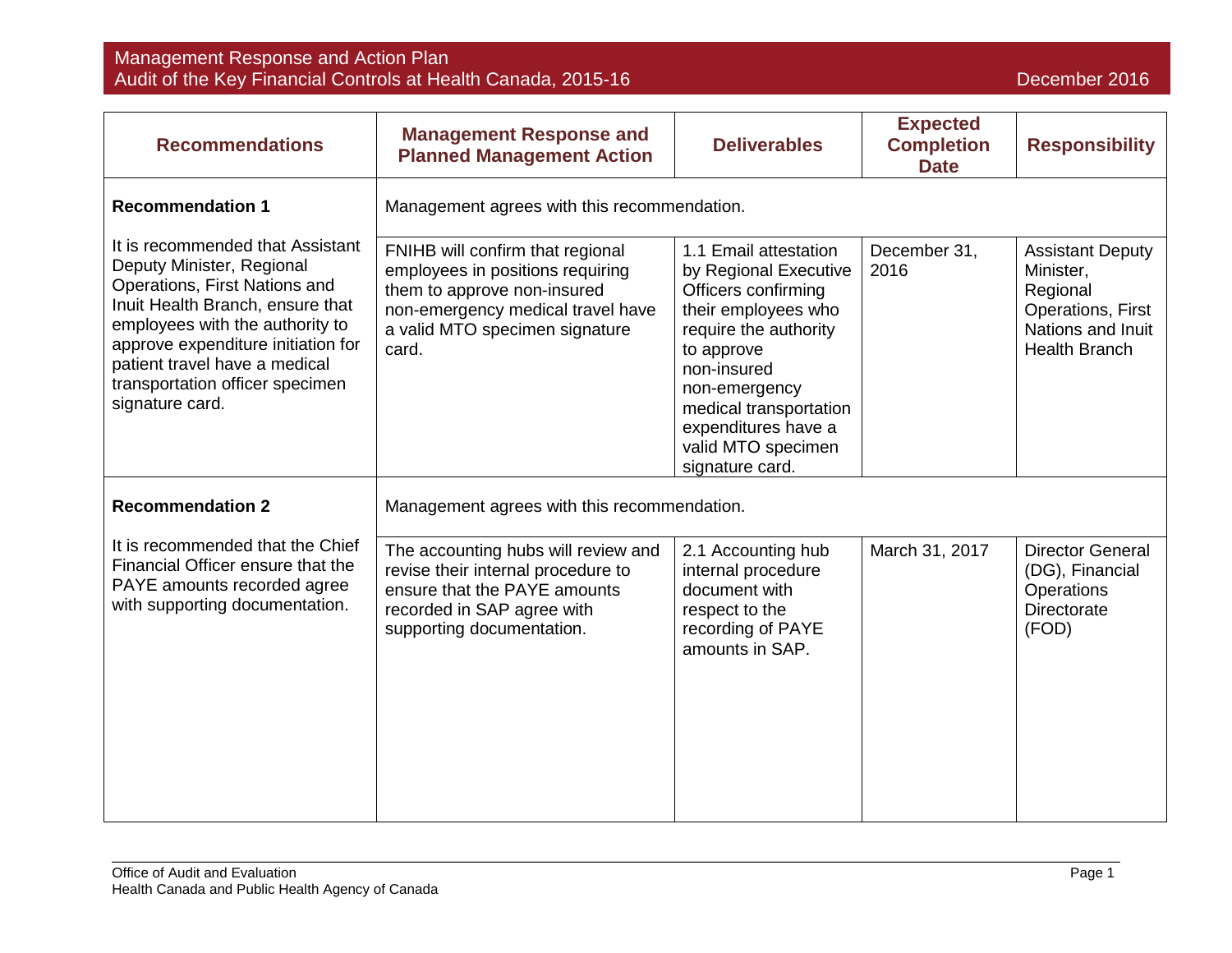| Recommendations | Management Response and Planned Management Action | Deliverables | Expected Completion Date | Responsibility |
| --- | --- | --- | --- | --- |
| **Recommendation 1** | Management agrees with this recommendation. | | | |
| It is recommended that Assistant Deputy Minister, Regional Operations, First Nations and Inuit Health Branch, ensure that employees with the authority to approve expenditure initiation for patient travel have a medical transportation officer specimen signature card. | FNIHB will confirm that regional employees in positions requiring them to approve non-insured non-emergency medical travel have a valid MTO specimen signature card. | 1.1 Email attestation by Regional Executive Officers confirming their employees who require the authority to approve non-insured non-emergency medical transportation expenditures have a valid MTO specimen signature card. | December 31, 2016 | Assistant Deputy Minister, Regional Operations, First Nations and Inuit Health Branch |
| **Recommendation 2** | Management agrees with this recommendation. | | | |
| It is recommended that the Chief Financial Officer ensure that the PAYE amounts recorded agree with supporting documentation. | The accounting hubs will review and revise their internal procedure to ensure that the PAYE amounts recorded in SAP agree with supporting documentation. | 2.1 Accounting hub internal procedure document with respect to the recording of PAYE amounts in SAP. | March 31, 2017 | Director General (DG), Financial Operations Directorate (FOD) |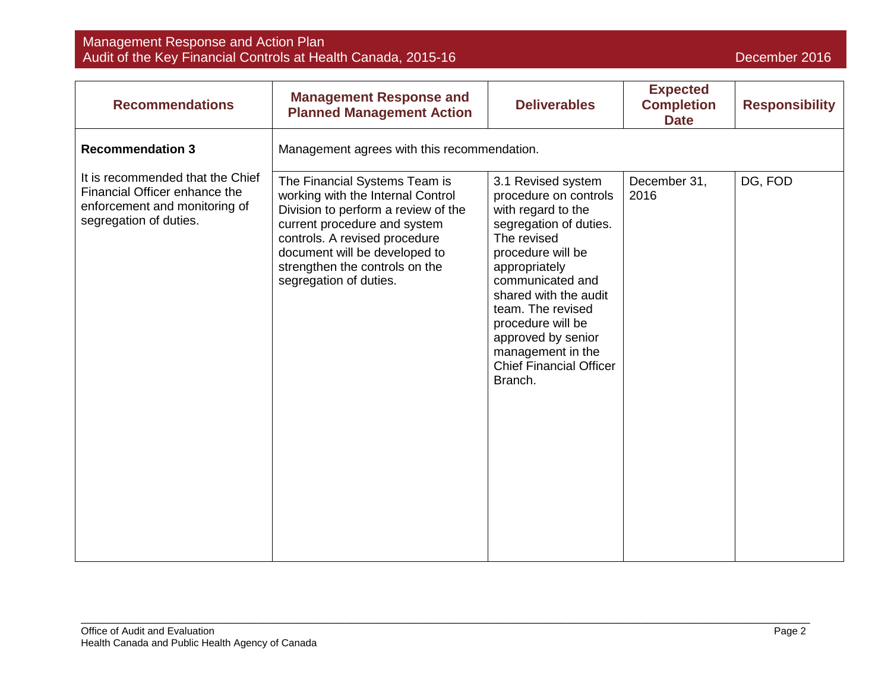| Recommendations | Management Response and Planned Management Action | Deliverables | Expected Completion Date | Responsibility |
|---|---|---|---|---|
| **Recommendation 3** | Management agrees with this recommendation. | | | |
| It is recommended that the Chief Financial Officer enhance the enforcement and monitoring of segregation of duties. | The Financial Systems Team is working with the Internal Control Division to perform a review of the current procedure and system controls. A revised procedure document will be developed to strengthen the controls on the segregation of duties. | 3.1 Revised system procedure on controls with regard to the segregation of duties. The revised procedure will be appropriately communicated and shared with the audit team. The revised procedure will be approved by senior management in the Chief Financial Officer Branch. | December 31, 2016 | DG, FOD |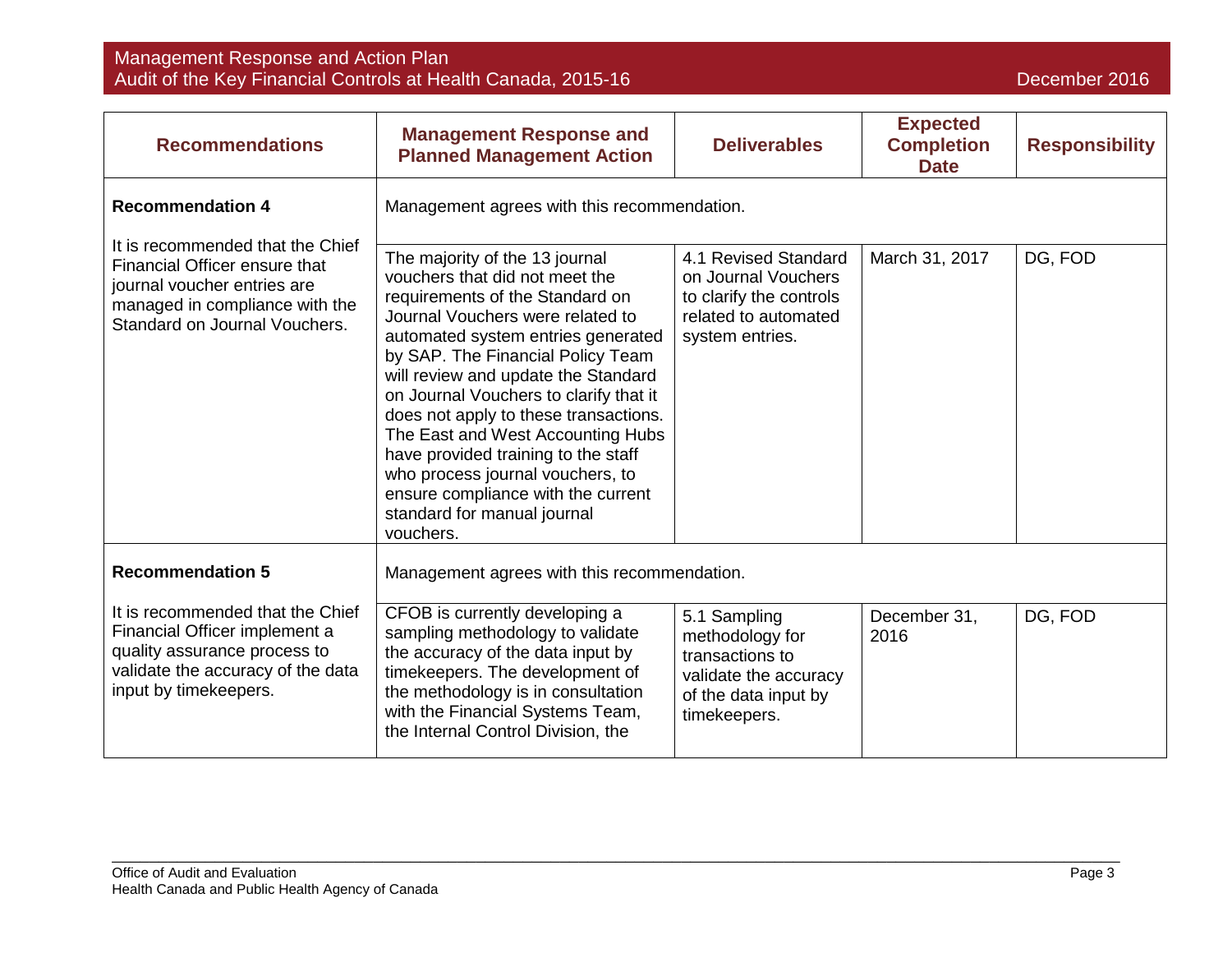| Recommendations | Management Response and Planned Management Action | Deliverables | Expected Completion Date | Responsibility |
|---|---|---|---|---|
| **Recommendation 4** | Management agrees with this recommendation. | | | |
| It is recommended that the Chief Financial Officer ensure that journal voucher entries are managed in compliance with the Standard on Journal Vouchers. | The majority of the 13 journal vouchers that did not meet the requirements of the Standard on Journal Vouchers were related to automated system entries generated by SAP. The Financial Policy Team will review and update the Standard on Journal Vouchers to clarify that it does not apply to these transactions. The East and West Accounting Hubs have provided training to the staff who process journal vouchers, to ensure compliance with the current standard for manual journal vouchers. | 4.1 Revised Standard on Journal Vouchers to clarify the controls related to automated system entries. | March 31, 2017 | DG, FOD |
| **Recommendation 5** | Management agrees with this recommendation. | | | |
| It is recommended that the Chief Financial Officer implement a quality assurance process to validate the accuracy of the data input by timekeepers. | CFOB is currently developing a sampling methodology to validate the accuracy of the data input by timekeepers. The development of the methodology is in consultation with the Financial Systems Team, the Internal Control Division, the | 5.1 Sampling methodology for transactions to validate the accuracy of the data input by timekeepers. | December 31, 2016 | DG, FOD |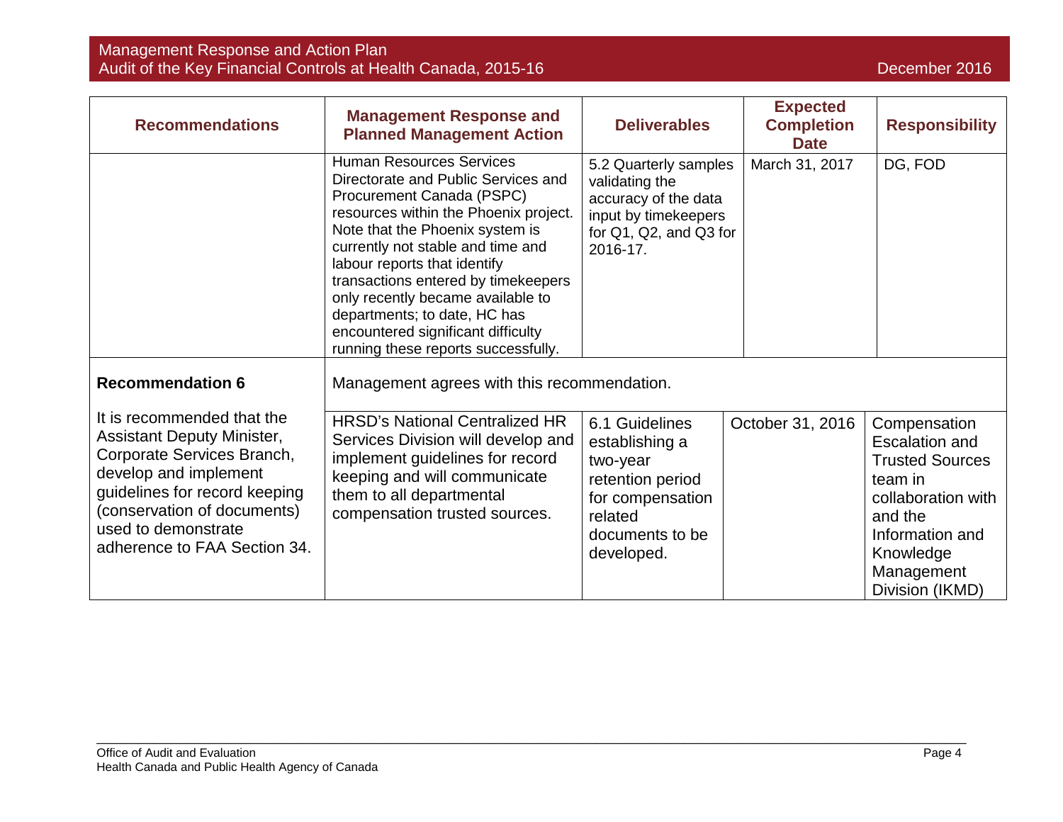| Recommendations | Management Response and Planned Management Action | Deliverables | Expected Completion Date | Responsibility |
|---|---|---|---|---|
| | Human Resources Services Directorate and Public Services and Procurement Canada (PSPC) resources within the Phoenix project. Note that the Phoenix system is currently not stable and time and labour reports that identify transactions entered by timekeepers only recently became available to departments; to date, HC has encountered significant difficulty running these reports successfully. | 5.2 Quarterly samples validating the accuracy of the data input by timekeepers for Q1, Q2, and Q3 for 2016-17. | March 31, 2017 | DG, FOD |
| **Recommendation 6** It is recommended that the Assistant Deputy Minister, Corporate Services Branch, develop and implement guidelines for record keeping (conservation of documents) used to demonstrate adherence to FAA Section 34. | Management agrees with this recommendation. | | | |
| | HRSD's National Centralized HR Services Division will develop and implement guidelines for record keeping and will communicate them to all departmental compensation trusted sources. | 6.1 Guidelines establishing a two-year retention period for compensation related documents to be developed. | October 31, 2016 | Compensation Escalation and Trusted Sources team in collaboration with and the Information and Knowledge Management Division (IKMD) |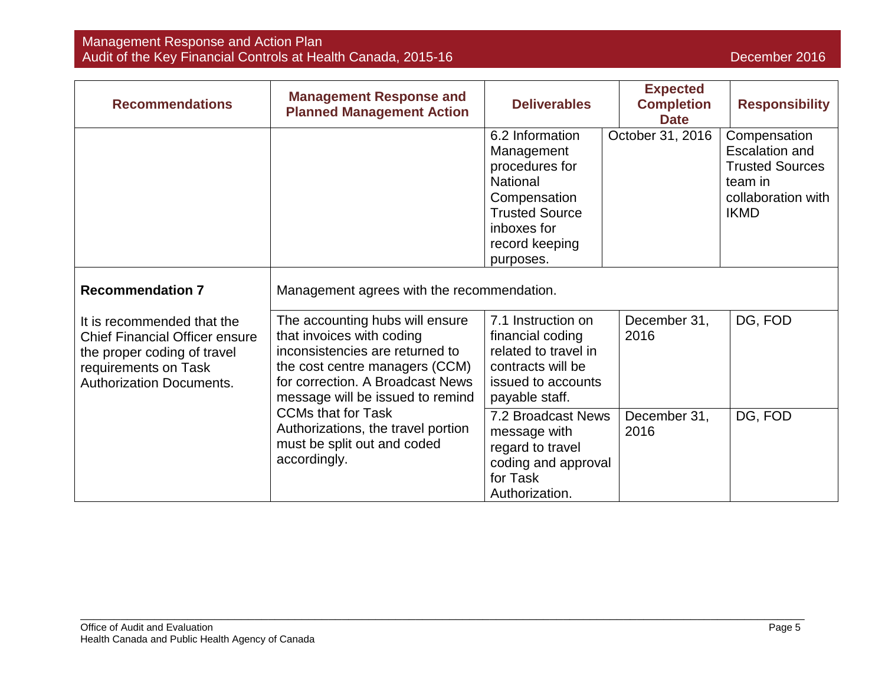| Recommendations | Management Response and Planned Management Action | Deliverables | Expected Completion Date | Responsibility |
|---|---|---|---|---|
| | | 6.2 Information Management procedures for National Compensation Trusted Source inboxes for record keeping purposes. | October 31, 2016 | Compensation Escalation and Trusted Sources team in collaboration with IKMD |
| **Recommendation 7** | Management agrees with the recommendation. | | | |
| It is recommended that the Chief Financial Officer ensure the proper coding of travel requirements on Task Authorization Documents. | The accounting hubs will ensure that invoices with coding inconsistencies are returned to the cost centre managers (CCM) for correction. A Broadcast News message will be issued to remind CCMs that for Task Authorizations, the travel portion must be split out and coded accordingly. | 7.1 Instruction on financial coding related to travel in contracts will be issued to accounts payable staff. | December 31, 2016 | DG, FOD |
| | | 7.2 Broadcast News message with regard to travel coding and approval for Task Authorization. | December 31, 2016 | DG, FOD |